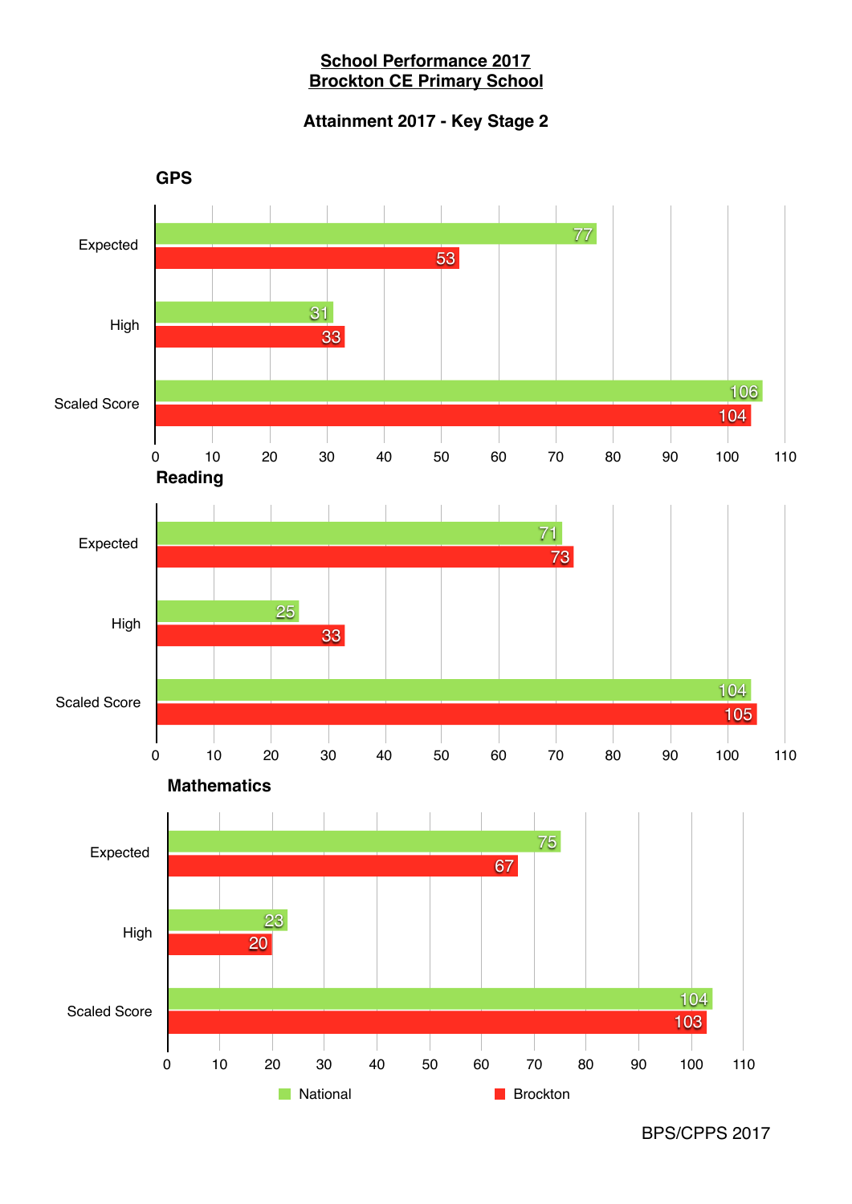# School Performance 2017
# Brockton CE Primary School

## Attainment 2017 - Key Stage 2

### GPS

| | National | Brockton |
|---|---|---|
| Expected | 77 | 53 |
| High | 31 | 33 |
| Scaled Score | 106 | 104 |

### Reading

| | National | Brockton |
|---|---|---|
| Expected | 71 | 73 |
| High | 25 | 33 |
| Scaled Score | 104 | 105 |

### Mathematics

| | National | Brockton |
|---|---|---|
| Expected | 75 | 67 |
| High | 23 | 20 |
| Scaled Score | 104 | 103 |

BPS/CPPS 2017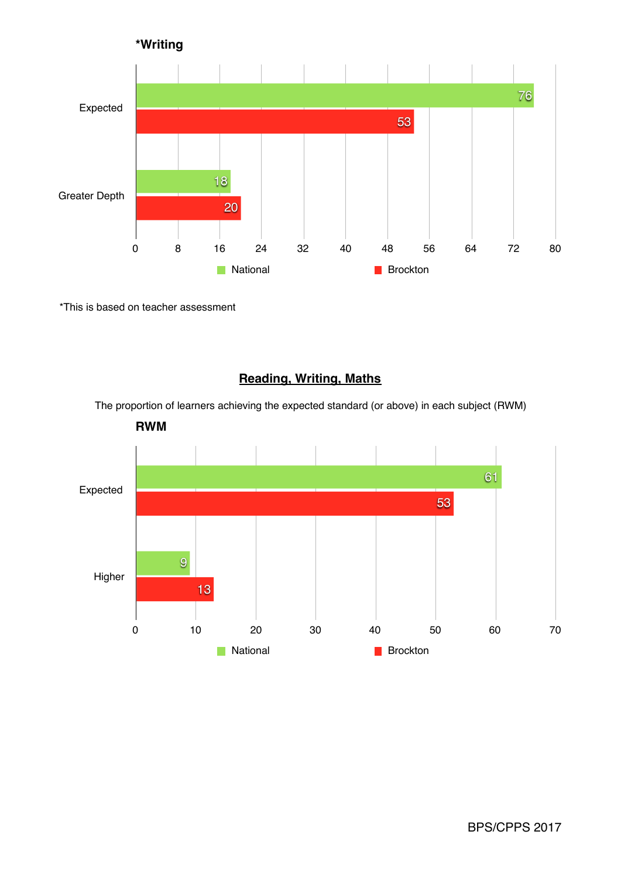**\*Writing**

| | National | Brockton |
|---|---|---|
| Expected | 76 | 53 |
| Greater Depth | 18 | 20 |

*This is based on teacher assessment

## Reading, Writing, Maths

The proportion of learners achieving the expected standard (or above) in each subject (RWM)

**RWM**

| | National | Brockton |
|---|---|---|
| Expected | 61 | 53 |
| Higher | 9 | 13 |

BPS/CPPS 2017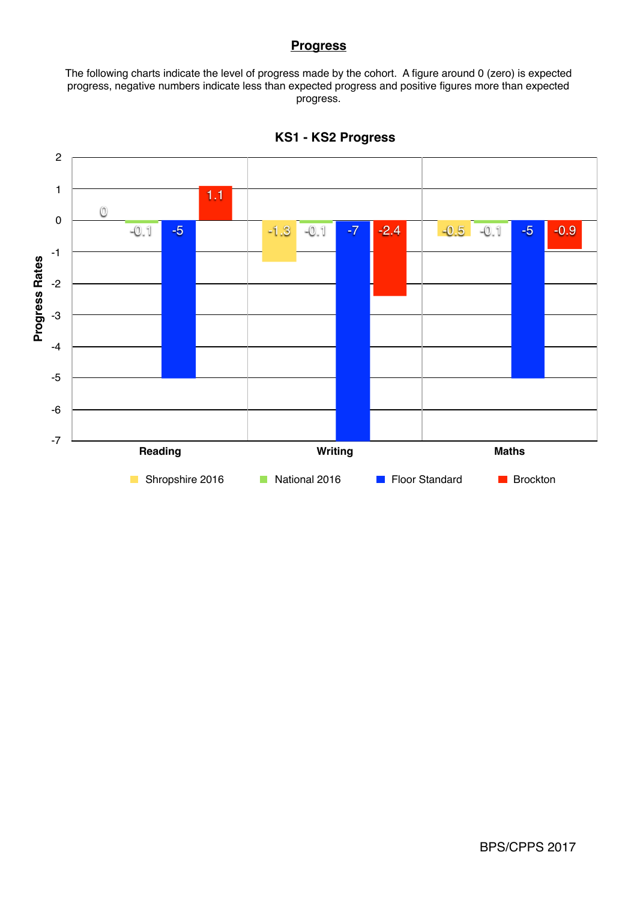## Progress

The following charts indicate the level of progress made by the cohort. A figure around 0 (zero) is expected progress, negative numbers indicate less than expected progress and positive figures more than expected progress.

### KS1 - KS2 Progress

| | Shropshire 2016 | National 2016 | Floor Standard | Brockton |
|---|---|---|---|---|
| Reading | 0 | -0.1 | -5 | 1.1 |
| Writing | -1.3 | -0.1 | -7 | -2.4 |
| Maths | -0.5 | -0.1 | -5 | -0.9 |

BPS/CPPS 2017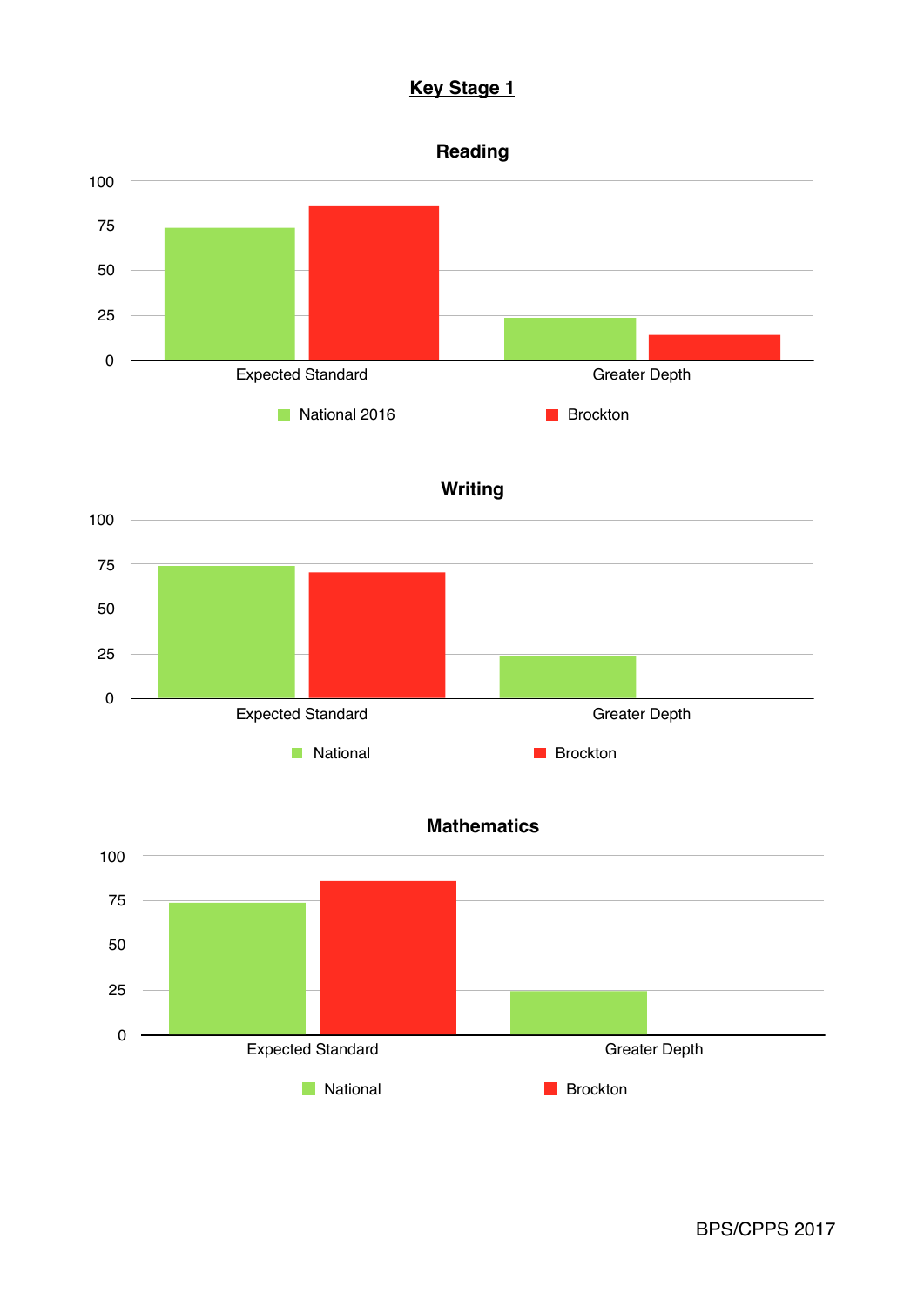# Key Stage 1

### Reading

100
75
50
25
0

Expected Standard
Greater Depth

National 2016
Brockton

### Writing

100
75
50
25
0

Expected Standard
Greater Depth

National
Brockton

### Mathematics

100
75
50
25
0

Expected Standard
Greater Depth

National
Brockton

BPS/CPPS 2017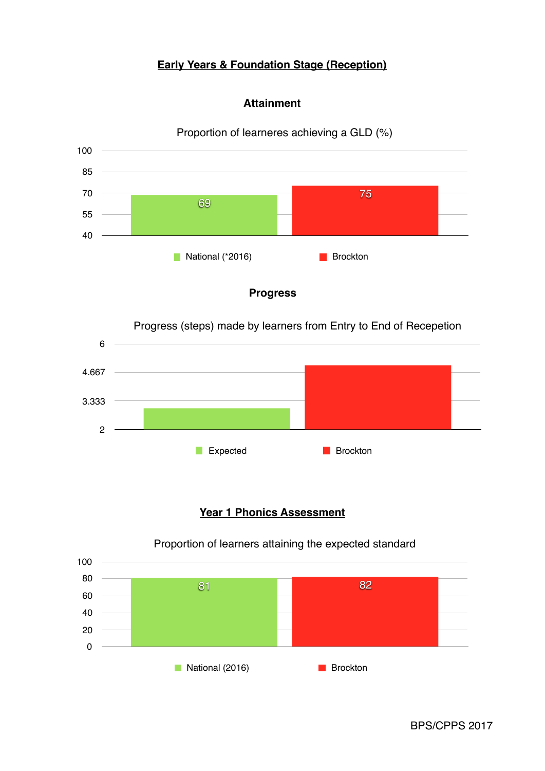## Early Years & Foundation Stage (Reception)

### Attainment

Proportion of learneres achieving a GLD (%)

100
85
70
55
40

69
75

National (*2016)
Brockton

### Progress

Progress (steps) made by learners from Entry to End of Recepetion

6
4.667
3.333
2

Expected
Brockton

## Year 1 Phonics Assessment

Proportion of learners attaining the expected standard

100
80
60
40
20
0

81
82

National (2016)
Brockton

BPS/CPPS 2017